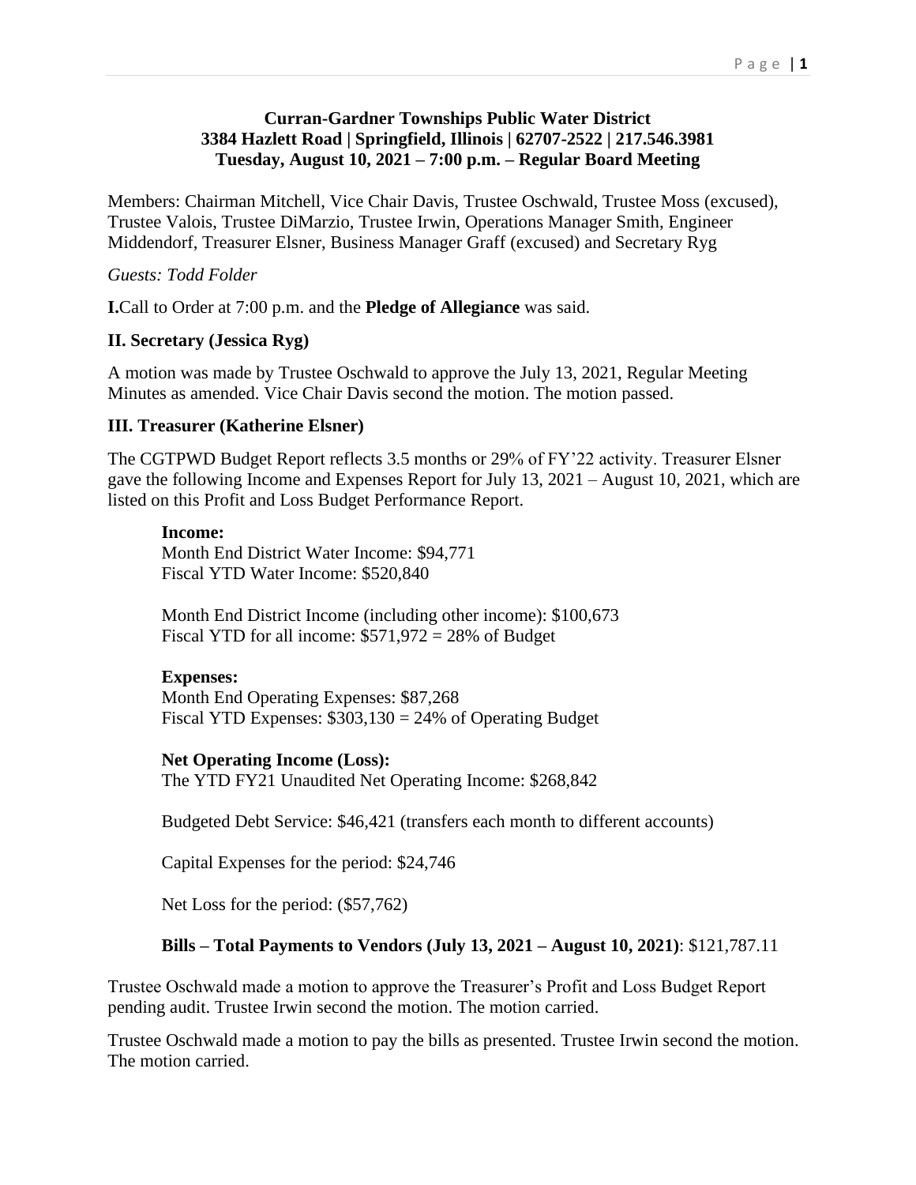**Curran-Gardner Townships Public Water District**
**3384 Hazlett Road | Springfield, Illinois | 62707-2522 | 217.546.3981**
**Tuesday, August 10, 2021 – 7:00 p.m. – Regular Board Meeting**

Members: Chairman Mitchell, Vice Chair Davis, Trustee Oschwald, Trustee Moss (excused), Trustee Valois, Trustee DiMarzio, Trustee Irwin, Operations Manager Smith, Engineer Middendorf, Treasurer Elsner, Business Manager Graff (excused) and Secretary Ryg

*Guests: Todd Folder*

**I.**Call to Order at 7:00 p.m. and the **Pledge of Allegiance** was said.

**II. Secretary (Jessica Ryg)**

A motion was made by Trustee Oschwald to approve the July 13, 2021, Regular Meeting Minutes as amended. Vice Chair Davis second the motion. The motion passed.

**III. Treasurer (Katherine Elsner)**

The CGTPWD Budget Report reflects 3.5 months or 29% of FY'22 activity. Treasurer Elsner gave the following Income and Expenses Report for July 13, 2021 – August 10, 2021, which are listed on this Profit and Loss Budget Performance Report.

**Income:**
Month End District Water Income: $94,771
Fiscal YTD Water Income: $520,840

Month End District Income (including other income): $100,673
Fiscal YTD for all income: $571,972 = 28% of Budget

**Expenses:**
Month End Operating Expenses: $87,268
Fiscal YTD Expenses: $303,130 = 24% of Operating Budget

**Net Operating Income (Loss):**
The YTD FY21 Unaudited Net Operating Income: $268,842

Budgeted Debt Service: $46,421 (transfers each month to different accounts)

Capital Expenses for the period: $24,746

Net Loss for the period: ($57,762)

**Bills – Total Payments to Vendors (July 13, 2021 – August 10, 2021)**: $121,787.11

Trustee Oschwald made a motion to approve the Treasurer's Profit and Loss Budget Report pending audit. Trustee Irwin second the motion. The motion carried.

Trustee Oschwald made a motion to pay the bills as presented. Trustee Irwin second the motion. The motion carried.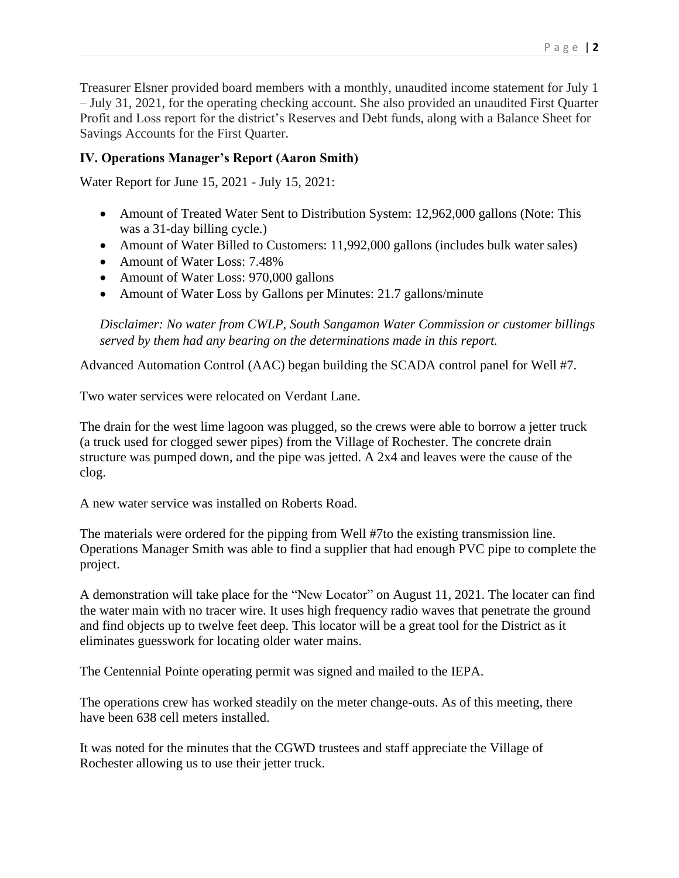Treasurer Elsner provided board members with a monthly, unaudited income statement for July 1 – July 31, 2021, for the operating checking account. She also provided an unaudited First Quarter Profit and Loss report for the district's Reserves and Debt funds, along with a Balance Sheet for Savings Accounts for the First Quarter.

### IV. Operations Manager's Report (Aaron Smith)

Water Report for June 15, 2021 - July 15, 2021:

- Amount of Treated Water Sent to Distribution System: 12,962,000 gallons (Note: This was a 31-day billing cycle.)
- Amount of Water Billed to Customers: 11,992,000 gallons (includes bulk water sales)
- Amount of Water Loss: 7.48%
- Amount of Water Loss: 970,000 gallons
- Amount of Water Loss by Gallons per Minutes: 21.7 gallons/minute

*Disclaimer: No water from CWLP, South Sangamon Water Commission or customer billings served by them had any bearing on the determinations made in this report.*

Advanced Automation Control (AAC) began building the SCADA control panel for Well #7.

Two water services were relocated on Verdant Lane.

The drain for the west lime lagoon was plugged, so the crews were able to borrow a jetter truck (a truck used for clogged sewer pipes) from the Village of Rochester. The concrete drain structure was pumped down, and the pipe was jetted. A 2x4 and leaves were the cause of the clog.

A new water service was installed on Roberts Road.

The materials were ordered for the pipping from Well #7to the existing transmission line. Operations Manager Smith was able to find a supplier that had enough PVC pipe to complete the project.

A demonstration will take place for the "New Locator" on August 11, 2021. The locater can find the water main with no tracer wire. It uses high frequency radio waves that penetrate the ground and find objects up to twelve feet deep. This locator will be a great tool for the District as it eliminates guesswork for locating older water mains.

The Centennial Pointe operating permit was signed and mailed to the IEPA.

The operations crew has worked steadily on the meter change-outs. As of this meeting, there have been 638 cell meters installed.

It was noted for the minutes that the CGWD trustees and staff appreciate the Village of Rochester allowing us to use their jetter truck.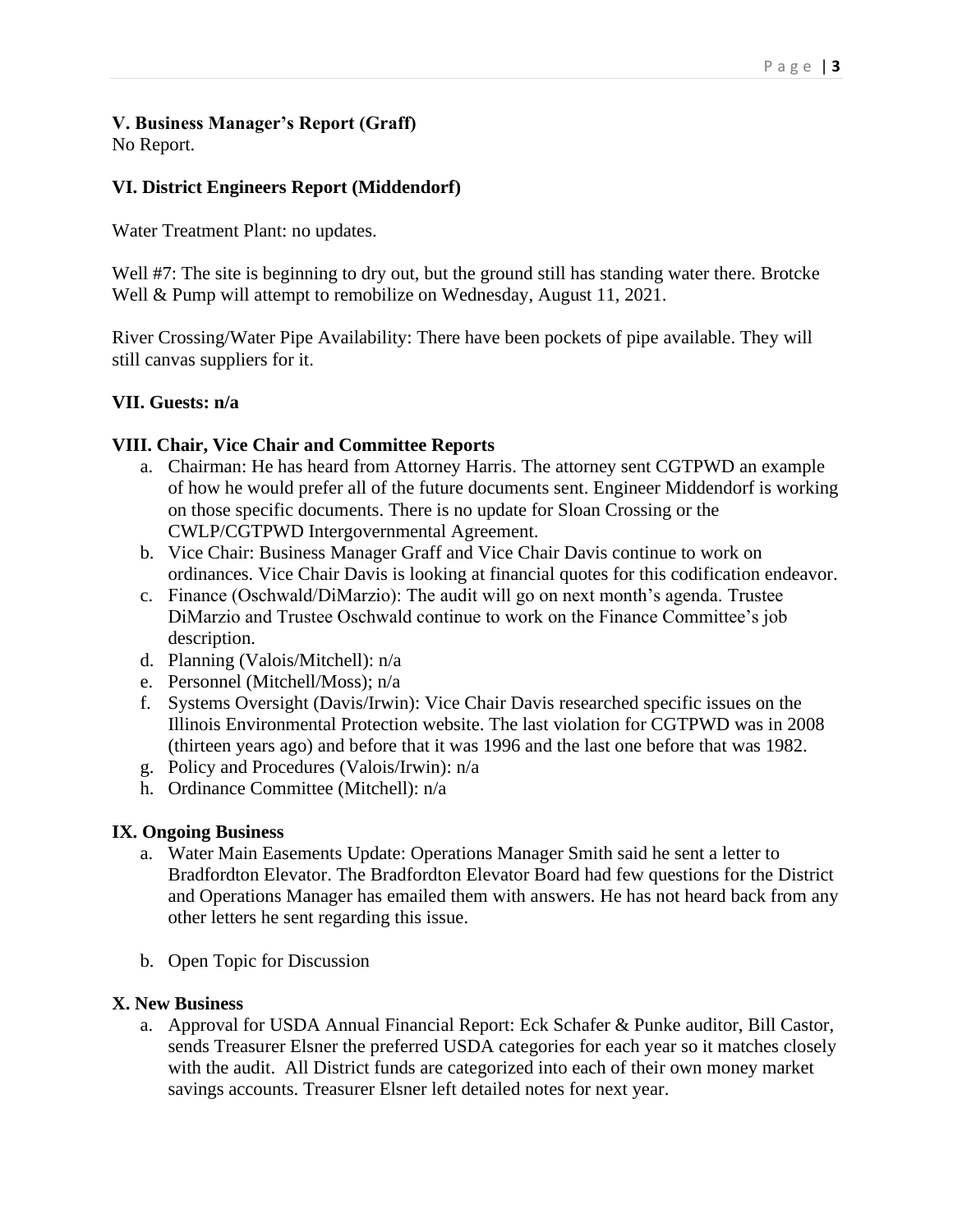### V. Business Manager's Report (Graff)

No Report.

### VI. District Engineers Report (Middendorf)

Water Treatment Plant: no updates.

Well #7: The site is beginning to dry out, but the ground still has standing water there. Brotcke Well & Pump will attempt to remobilize on Wednesday, August 11, 2021.

River Crossing/Water Pipe Availability: There have been pockets of pipe available. They will still canvas suppliers for it.

### VII. Guests: n/a

### VIII. Chair, Vice Chair and Committee Reports

a. Chairman: He has heard from Attorney Harris. The attorney sent CGTPWD an example of how he would prefer all of the future documents sent. Engineer Middendorf is working on those specific documents. There is no update for Sloan Crossing or the CWLP/CGTPWD Intergovernmental Agreement.
b. Vice Chair: Business Manager Graff and Vice Chair Davis continue to work on ordinances. Vice Chair Davis is looking at financial quotes for this codification endeavor.
c. Finance (Oschwald/DiMarzio): The audit will go on next month's agenda. Trustee DiMarzio and Trustee Oschwald continue to work on the Finance Committee's job description.
d. Planning (Valois/Mitchell): n/a
e. Personnel (Mitchell/Moss); n/a
f. Systems Oversight (Davis/Irwin): Vice Chair Davis researched specific issues on the Illinois Environmental Protection website. The last violation for CGTPWD was in 2008 (thirteen years ago) and before that it was 1996 and the last one before that was 1982.
g. Policy and Procedures (Valois/Irwin): n/a
h. Ordinance Committee (Mitchell): n/a

### IX. Ongoing Business

a. Water Main Easements Update: Operations Manager Smith said he sent a letter to Bradfordton Elevator. The Bradfordton Elevator Board had few questions for the District and Operations Manager has emailed them with answers. He has not heard back from any other letters he sent regarding this issue.

b. Open Topic for Discussion

### X. New Business

a. Approval for USDA Annual Financial Report: Eck Schafer & Punke auditor, Bill Castor, sends Treasurer Elsner the preferred USDA categories for each year so it matches closely with the audit. All District funds are categorized into each of their own money market savings accounts. Treasurer Elsner left detailed notes for next year.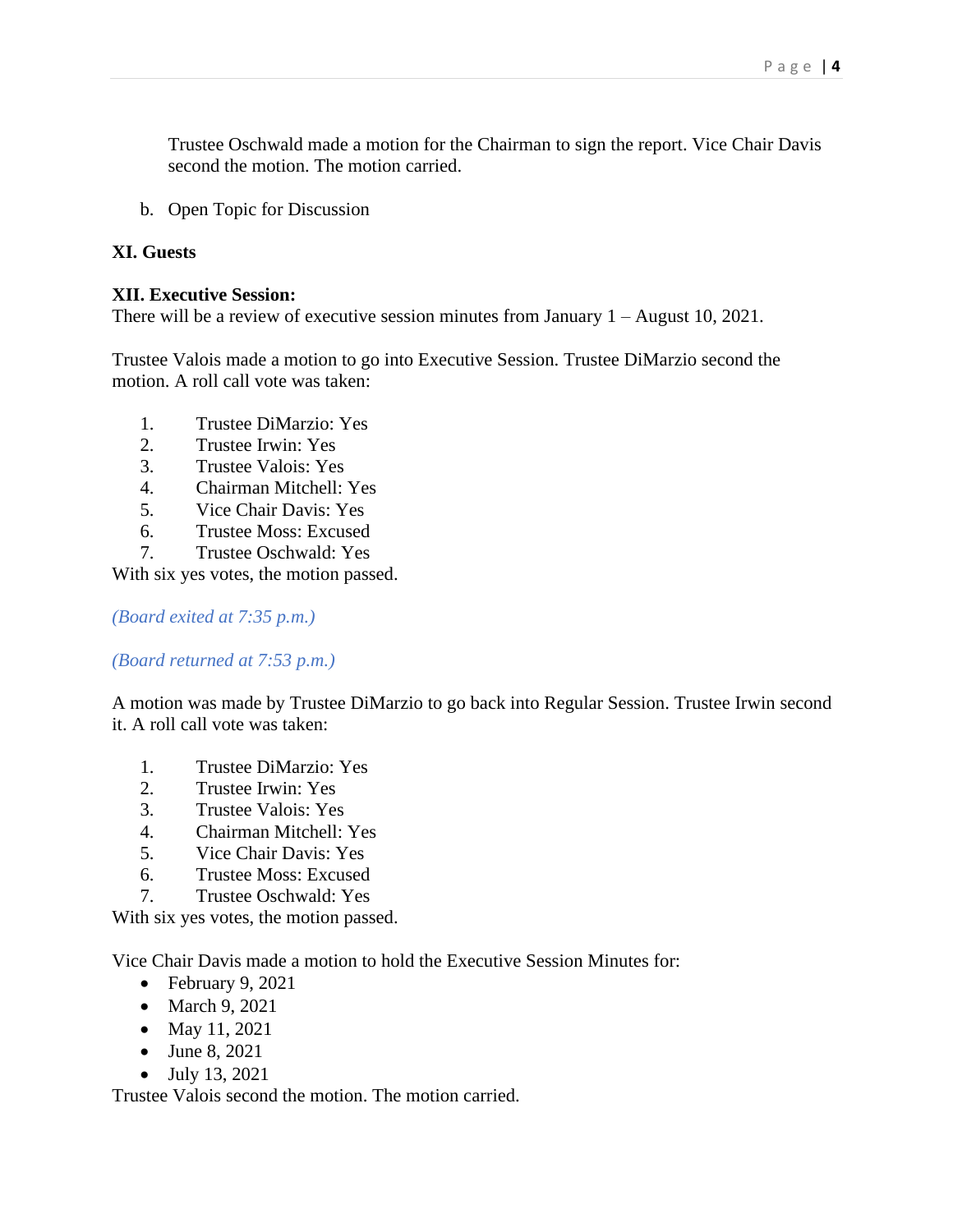Trustee Oschwald made a motion for the Chairman to sign the report. Vice Chair Davis second the motion. The motion carried.

b. Open Topic for Discussion

**XI. Guests**

**XII. Executive Session:**

There will be a review of executive session minutes from January 1 – August 10, 2021.

Trustee Valois made a motion to go into Executive Session. Trustee DiMarzio second the motion. A roll call vote was taken:

1. Trustee DiMarzio: Yes
2. Trustee Irwin: Yes
3. Trustee Valois: Yes
4. Chairman Mitchell: Yes
5. Vice Chair Davis: Yes
6. Trustee Moss: Excused
7. Trustee Oschwald: Yes

With six yes votes, the motion passed.

*(Board exited at 7:35 p.m.)*

*(Board returned at 7:53 p.m.)*

A motion was made by Trustee DiMarzio to go back into Regular Session. Trustee Irwin second it. A roll call vote was taken:

1. Trustee DiMarzio: Yes
2. Trustee Irwin: Yes
3. Trustee Valois: Yes
4. Chairman Mitchell: Yes
5. Vice Chair Davis: Yes
6. Trustee Moss: Excused
7. Trustee Oschwald: Yes

With six yes votes, the motion passed.

Vice Chair Davis made a motion to hold the Executive Session Minutes for:

- February 9, 2021
- March 9, 2021
- May 11, 2021
- June 8, 2021
- July 13, 2021

Trustee Valois second the motion. The motion carried.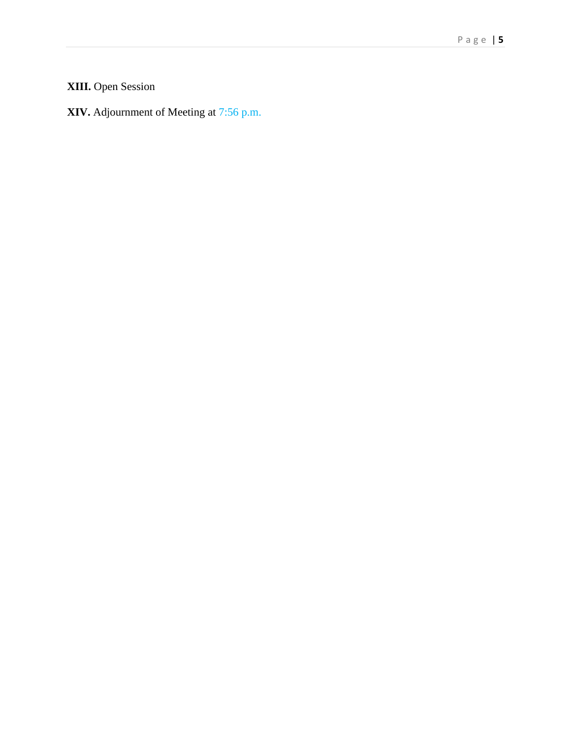**XIII.** Open Session

**XIV.** Adjournment of Meeting at 7:56 p.m.